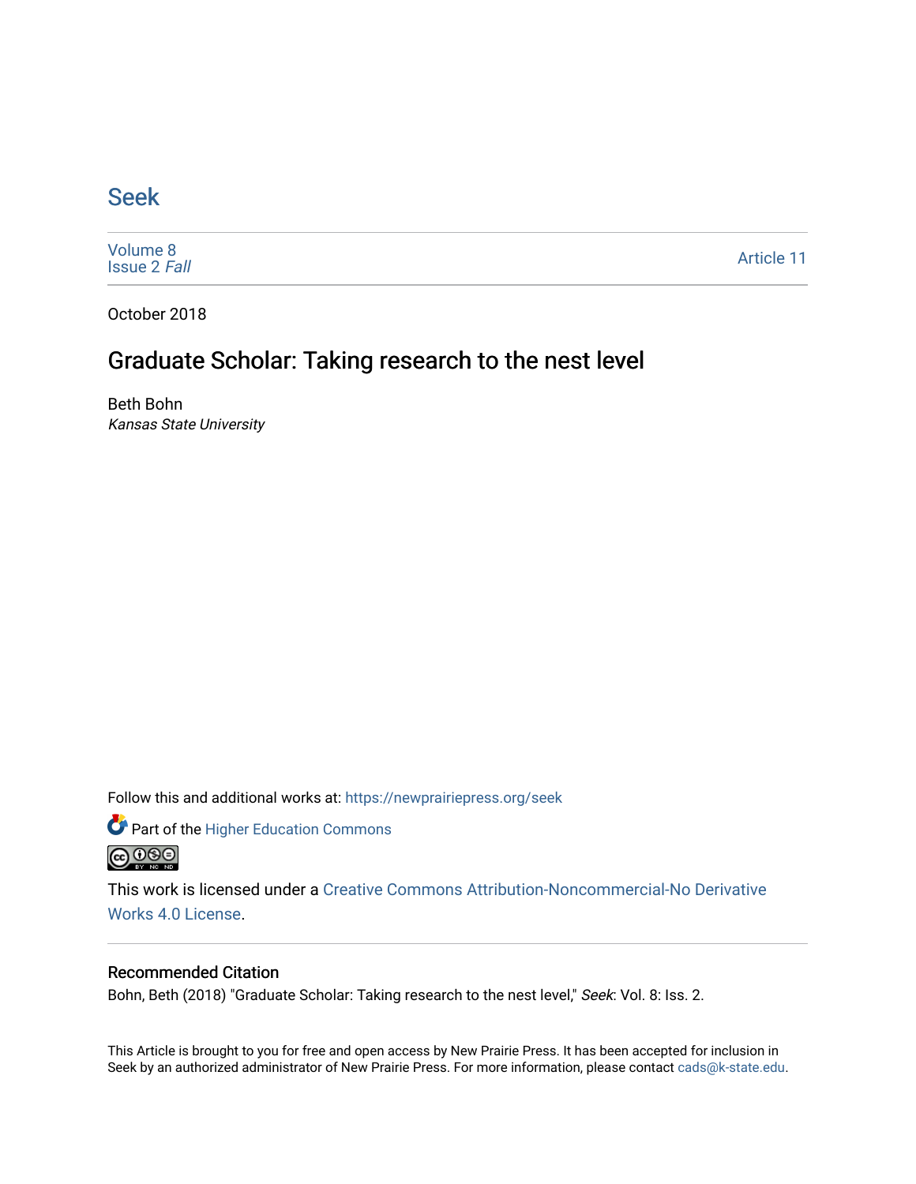# Seek

Volume 8
Issue 2 *Fall*

Article 11

October 2018

## Graduate Scholar: Taking research to the nest level

Beth Bohn
*Kansas State University*

Follow this and additional works at: https://newprairiepress.org/seek

Part of the Higher Education Commons

This work is licensed under a Creative Commons Attribution-Noncommercial-No Derivative Works 4.0 License.

### Recommended Citation

Bohn, Beth (2018) "Graduate Scholar: Taking research to the nest level," *Seek*: Vol. 8: Iss. 2.

This Article is brought to you for free and open access by New Prairie Press. It has been accepted for inclusion in Seek by an authorized administrator of New Prairie Press. For more information, please contact cads@k-state.edu.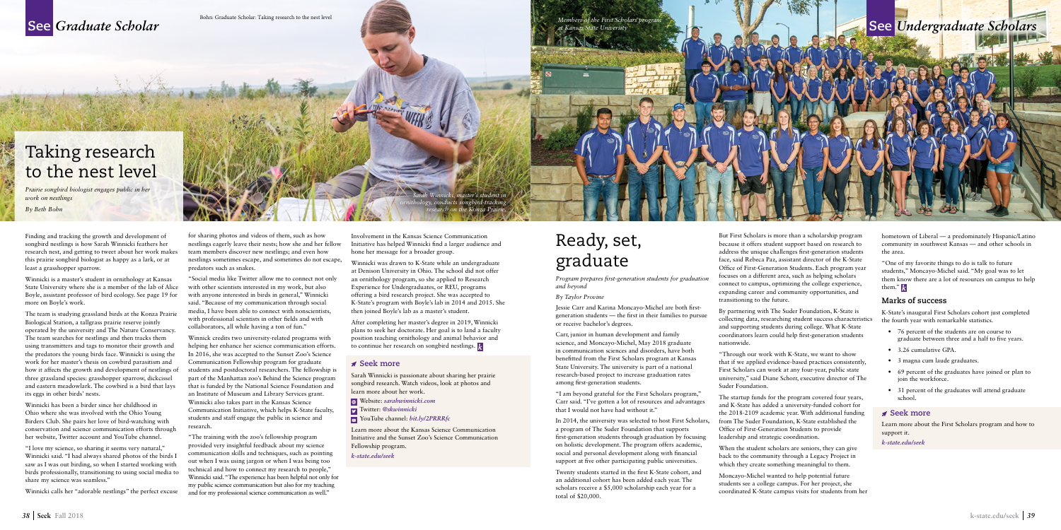# See *Graduate Scholar*

# Taking research to the nest level

*Prairie songbird biologist engages public in her work on nestlings*

*By Beth Bohn*

*Sarah Winnicki, master's student in ornithology, conducts songbird tracking research on the Konza Prairie.*

Finding and tracking the growth and development of songbird nestlings is how Sarah Winnicki feathers her research nest, and getting to tweet about her work makes this prairie songbird biologist as happy as a lark, or at least a grasshopper sparrow.

Winnicki is a master's student in ornithology at Kansas State University where she is a member of the lab of Alice Boyle, assistant professor of bird ecology. See page 19 for more on Boyle's work.

The team is studying grassland birds at the Konza Prairie Biological Station, a tallgrass prairie reserve jointly operated by the university and The Nature Conservancy. The team searches for nestlings and then tracks them using transmitters and tags to monitor their growth and the predators the young birds face. Winnicki is using the work for her master's thesis on cowbird parasitism and how it affects the growth and development of nestlings of three grassland species: grasshopper sparrow, dickcissel and eastern meadowlark. The cowbird is a bird that lays its eggs in other birds' nests.

Winnicki has been a birder since her childhood in Ohio where she was involved with the Ohio Young Birders Club. She pairs her love of bird-watching with conservation and science communication efforts through her website, Twitter account and YouTube channel.

"I love my science, so sharing it seems very natural," Winnicki said. "I had always shared photos of the birds I saw as I was out birding, so when I started working with birds professionally, transitioning to using social media to share my science was seamless."

Winnicki calls her "adorable nestlings" the perfect excuse for sharing photos and videos of them, such as how nestlings eagerly leave their nests; how she and her fellow team members discover new nestlings; and even how nestlings sometimes escape, and sometimes do not escape, predators such as snakes.

"Social media like Twitter allow me to connect not only with other scientists interested in my work, but also with anyone interested in birds in general," Winnicki said. "Because of my communication through social media, I have been able to connect with nonscientists, with professional scientists in other fields and with collaborators, all while having a ton of fun."

Winnicki credits two university-related programs with helping her enhance her science communication efforts. In 2016, she was accepted to the Sunset Zoo's Science Communication Fellowship program for graduate students and postdoctoral researchers. The fellowship is part of the Manhattan zoo's Behind the Science program that is funded by the National Science Foundation and an Institute of Museum and Library Services grant. Winnicki also takes part in the Kansas Science Communication Initiative, which helps K-State faculty, students and staff engage the public in science and research.

"The training with the zoo's fellowship program provided very insightful feedback about my science communication skills and techniques, such as pointing out when I was using jargon or when I was being too technical and how to connect my research to people," Winnicki said. "The experience has been helpful not only for my public science communication but also for my teaching and for my professional science communication as well."

Involvement in the Kansas Science Communication Initiative has helped Winnicki find a larger audience and hone her message for a broader group.

Winnicki was drawn to K-State while an undergraduate at Denison University in Ohio. The school did not offer an ornithology program, so she applied to Research Experience for Undergraduates, or REU, programs offering a bird research project. She was accepted to K-State's program with Boyle's lab in 2014 and 2015. She then joined Boyle's lab as a master's student.

After completing her master's degree in 2019, Winnicki plans to seek her doctorate. Her goal is to land a faculty position teaching ornithology and animal behavior and to continue her research on songbird nestlings.

## Seek more

Sarah Winnicki is passionate about sharing her prairie songbird research. Watch videos, look at photos and learn more about her work.

- Website: *sarahwinnicki.com*
- Twitter: *@skwinnicki*
- YouTube channel: *bit.ly/2PRRRfc*

Learn more about the Kansas Science Communication Initiative and the Sunset Zoo's Science Communication Fellowship program.

*k-state.edu/seek*

# See *Undergraduate Scholars*

*Members of the First Scholars program at Kansas State University*

# Ready, set, graduate

*Program prepares first-generation students for graduation and beyond*

*By Taylor Provine*

Jessie Carr and Karina Moncayo-Michel are both first-generation students — the first in their families to pursue or receive bachelor's degrees.

Carr, junior in human development and family science, and Moncayo-Michel, May 2018 graduate in communication sciences and disorders, have both benefitted from the First Scholars program at Kansas State University. The university is part of a national research-based project to increase graduation rates among first-generation students.

"I am beyond grateful for the First Scholars program," Carr said. "I've gotten a lot of resources and advantages that I would not have had without it."

In 2014, the university was selected to host First Scholars, a program of The Suder Foundation that supports first-generation students through graduation by focusing on holistic development. The program offers academic, social and personal development along with financial support at five other participating public universities.

Twenty students started in the first K-State cohort, and an additional cohort has been added each year. The scholars receive a $5,000 scholarship each year for a total of $20,000.

But First Scholars is more than a scholarship program because it offers student support based on research to address the unique challenges first-generation students face, said Rebeca Paz, assistant director of the K-State Office of First-Generation Students. Each program year focuses on a different area, such as helping scholars connect to campus, optimizing the college experience, expanding career and community opportunities, and transitioning to the future.

By partnering with The Suder Foundation, K-State is collecting data, researching student success characteristics and supporting students during college. What K-State coordinators learn could help first-generation students nationwide.

"Through our work with K-State, we want to show that if we applied evidence-based practices consistently, First Scholars can work at any four-year, public state university," said Diane Schorr, executive director of The Suder Foundation.

The startup funds for the program covered four years, and K-State has added a university-funded cohort for the 2018-2109 academic year. With additional funding from The Suder Foundation, K-State established the Office of First-Generation Students to provide leadership and strategic coordination.

When the student scholars are seniors, they can give back to the community through a Legacy Project in which they create something meaningful to them.

Moncayo-Michel wanted to help potential future students see a college campus. For her project, she coordinated K-State campus visits for students from her hometown of Liberal — a predominately Hispanic/Latino community in southwest Kansas — and other schools in the area.

"One of my favorite things to do is talk to future students," Moncayo-Michel said. "My goal was to let them know there are a lot of resources on campus to help them."

### Marks of success

K-State's inaugural First Scholars cohort just completed the fourth year with remarkable statistics.

- 76 percent of the students are on course to graduate between three and a half to five years.
- 3.26 cumulative GPA.
- 3 magna cum laude graduates.
- 69 percent of the graduates have joined or plan to join the workforce.
- 31 percent of the graduates will attend graduate school.

## Seek more

Learn more about the First Scholars program and how to support it.

*k-state.edu/seek*